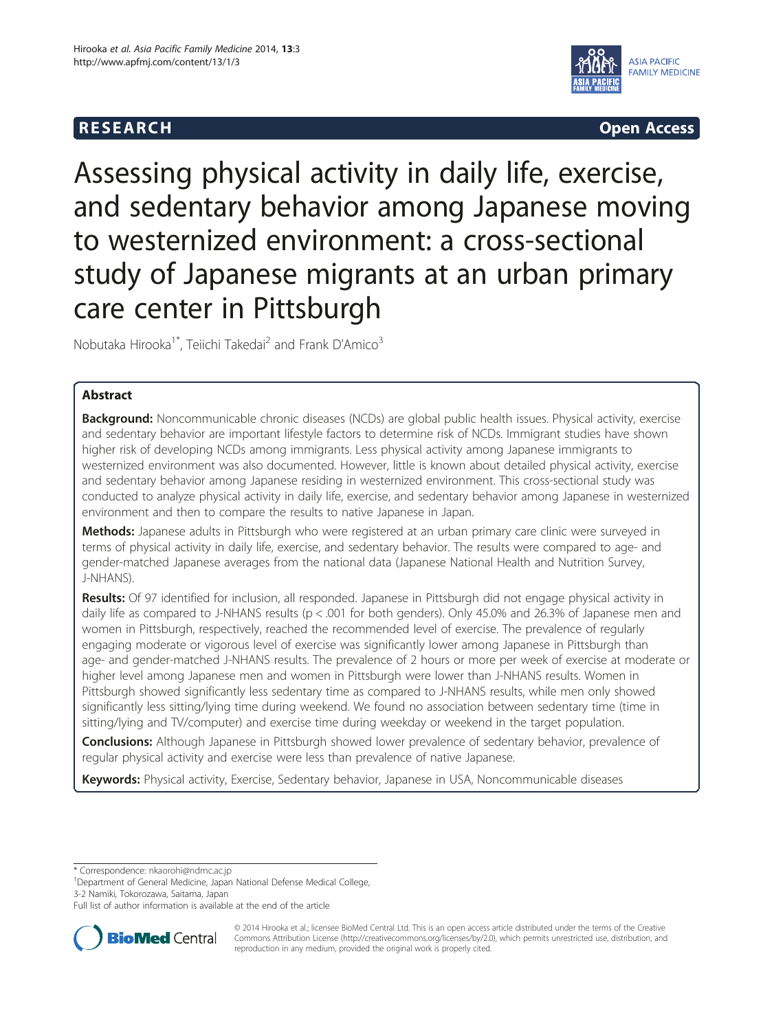RESEARCH Open Access

# Assessing physical activity in daily life, exercise, and sedentary behavior among Japanese moving to westernized environment: a cross-sectional study of Japanese migrants at an urban primary care center in Pittsburgh

Nobutaka Hirooka[1*], Teiichi Takedai[2] and Frank D'Amico[3]

## Abstract

**Background:** Noncommunicable chronic diseases (NCDs) are global public health issues. Physical activity, exercise and sedentary behavior are important lifestyle factors to determine risk of NCDs. Immigrant studies have shown higher risk of developing NCDs among immigrants. Less physical activity among Japanese immigrants to westernized environment was also documented. However, little is known about detailed physical activity, exercise and sedentary behavior among Japanese residing in westernized environment. This cross-sectional study was conducted to analyze physical activity in daily life, exercise, and sedentary behavior among Japanese in westernized environment and then to compare the results to native Japanese in Japan.

**Methods:** Japanese adults in Pittsburgh who were registered at an urban primary care clinic were surveyed in terms of physical activity in daily life, exercise, and sedentary behavior. The results were compared to age- and gender-matched Japanese averages from the national data (Japanese National Health and Nutrition Survey, J-NHANS).

**Results:** Of 97 identified for inclusion, all responded. Japanese in Pittsburgh did not engage physical activity in daily life as compared to J-NHANS results ($p < .001$ for both genders). Only 45.0% and 26.3% of Japanese men and women in Pittsburgh, respectively, reached the recommended level of exercise. The prevalence of regularly engaging moderate or vigorous level of exercise was significantly lower among Japanese in Pittsburgh than age- and gender-matched J-NHANS results. The prevalence of 2 hours or more per week of exercise at moderate or higher level among Japanese men and women in Pittsburgh were lower than J-NHANS results. Women in Pittsburgh showed significantly less sedentary time as compared to J-NHANS results, while men only showed significantly less sitting/lying time during weekend. We found no association between sedentary time (time in sitting/lying and TV/computer) and exercise time during weekday or weekend in the target population.

**Conclusions:** Although Japanese in Pittsburgh showed lower prevalence of sedentary behavior, prevalence of regular physical activity and exercise were less than prevalence of native Japanese.

**Keywords:** Physical activity, Exercise, Sedentary behavior, Japanese in USA, Noncommunicable diseases

---

\* Correspondence: nkaorohi@ndmc.ac.jp
[1]Department of General Medicine, Japan National Defense Medical College, 3-2 Namiki, Tokorozawa, Saitama, Japan
Full list of author information is available at the end of the article

© 2014 Hirooka et al.; licensee BioMed Central Ltd. This is an open access article distributed under the terms of the Creative Commons Attribution License (http://creativecommons.org/licenses/by/2.0), which permits unrestricted use, distribution, and reproduction in any medium, provided the original work is properly cited.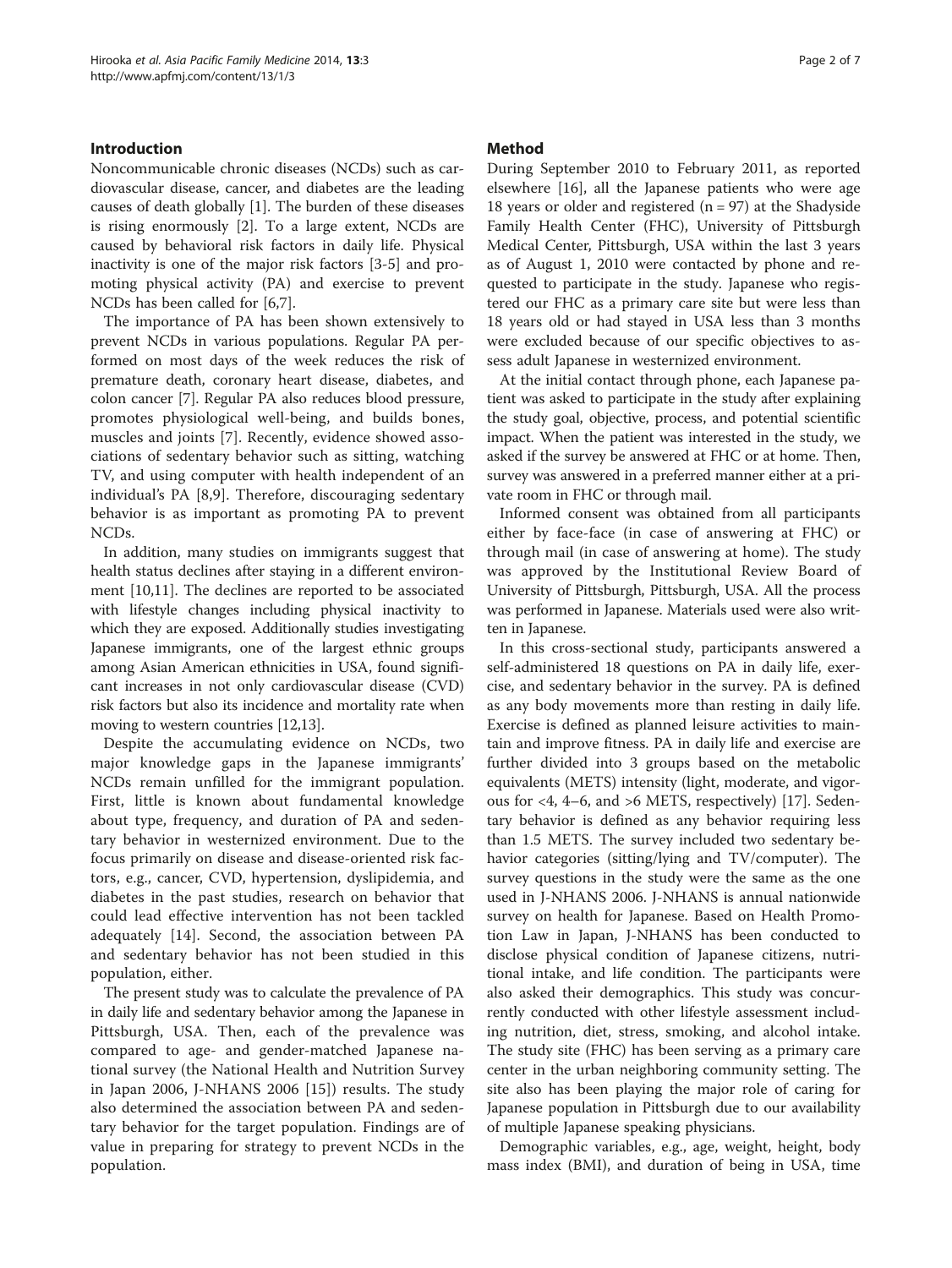## Introduction

Noncommunicable chronic diseases (NCDs) such as cardiovascular disease, cancer, and diabetes are the leading causes of death globally [1]. The burden of these diseases is rising enormously [2]. To a large extent, NCDs are caused by behavioral risk factors in daily life. Physical inactivity is one of the major risk factors [3-5] and promoting physical activity (PA) and exercise to prevent NCDs has been called for [6,7].

The importance of PA has been shown extensively to prevent NCDs in various populations. Regular PA performed on most days of the week reduces the risk of premature death, coronary heart disease, diabetes, and colon cancer [7]. Regular PA also reduces blood pressure, promotes physiological well-being, and builds bones, muscles and joints [7]. Recently, evidence showed associations of sedentary behavior such as sitting, watching TV, and using computer with health independent of an individual's PA [8,9]. Therefore, discouraging sedentary behavior is as important as promoting PA to prevent NCDs.

In addition, many studies on immigrants suggest that health status declines after staying in a different environment [10,11]. The declines are reported to be associated with lifestyle changes including physical inactivity to which they are exposed. Additionally studies investigating Japanese immigrants, one of the largest ethnic groups among Asian American ethnicities in USA, found significant increases in not only cardiovascular disease (CVD) risk factors but also its incidence and mortality rate when moving to western countries [12,13].

Despite the accumulating evidence on NCDs, two major knowledge gaps in the Japanese immigrants' NCDs remain unfilled for the immigrant population. First, little is known about fundamental knowledge about type, frequency, and duration of PA and sedentary behavior in westernized environment. Due to the focus primarily on disease and disease-oriented risk factors, e.g., cancer, CVD, hypertension, dyslipidemia, and diabetes in the past studies, research on behavior that could lead effective intervention has not been tackled adequately [14]. Second, the association between PA and sedentary behavior has not been studied in this population, either.

The present study was to calculate the prevalence of PA in daily life and sedentary behavior among the Japanese in Pittsburgh, USA. Then, each of the prevalence was compared to age- and gender-matched Japanese national survey (the National Health and Nutrition Survey in Japan 2006, J-NHANS 2006 [15]) results. The study also determined the association between PA and sedentary behavior for the target population. Findings are of value in preparing for strategy to prevent NCDs in the population.

## Method

During September 2010 to February 2011, as reported elsewhere [16], all the Japanese patients who were age 18 years or older and registered (n = 97) at the Shadyside Family Health Center (FHC), University of Pittsburgh Medical Center, Pittsburgh, USA within the last 3 years as of August 1, 2010 were contacted by phone and requested to participate in the study. Japanese who registered our FHC as a primary care site but were less than 18 years old or had stayed in USA less than 3 months were excluded because of our specific objectives to assess adult Japanese in westernized environment.

At the initial contact through phone, each Japanese patient was asked to participate in the study after explaining the study goal, objective, process, and potential scientific impact. When the patient was interested in the study, we asked if the survey be answered at FHC or at home. Then, survey was answered in a preferred manner either at a private room in FHC or through mail.

Informed consent was obtained from all participants either by face-face (in case of answering at FHC) or through mail (in case of answering at home). The study was approved by the Institutional Review Board of University of Pittsburgh, Pittsburgh, USA. All the process was performed in Japanese. Materials used were also written in Japanese.

In this cross-sectional study, participants answered a self-administered 18 questions on PA in daily life, exercise, and sedentary behavior in the survey. PA is defined as any body movements more than resting in daily life. Exercise is defined as planned leisure activities to maintain and improve fitness. PA in daily life and exercise are further divided into 3 groups based on the metabolic equivalents (METS) intensity (light, moderate, and vigorous for <4, 4–6, and >6 METS, respectively) [17]. Sedentary behavior is defined as any behavior requiring less than 1.5 METS. The survey included two sedentary behavior categories (sitting/lying and TV/computer). The survey questions in the study were the same as the one used in J-NHANS 2006. J-NHANS is annual nationwide survey on health for Japanese. Based on Health Promotion Law in Japan, J-NHANS has been conducted to disclose physical condition of Japanese citizens, nutritional intake, and life condition. The participants were also asked their demographics. This study was concurrently conducted with other lifestyle assessment including nutrition, diet, stress, smoking, and alcohol intake. The study site (FHC) has been serving as a primary care center in the urban neighboring community setting. The site also has been playing the major role of caring for Japanese population in Pittsburgh due to our availability of multiple Japanese speaking physicians.

Demographic variables, e.g., age, weight, height, body mass index (BMI), and duration of being in USA, time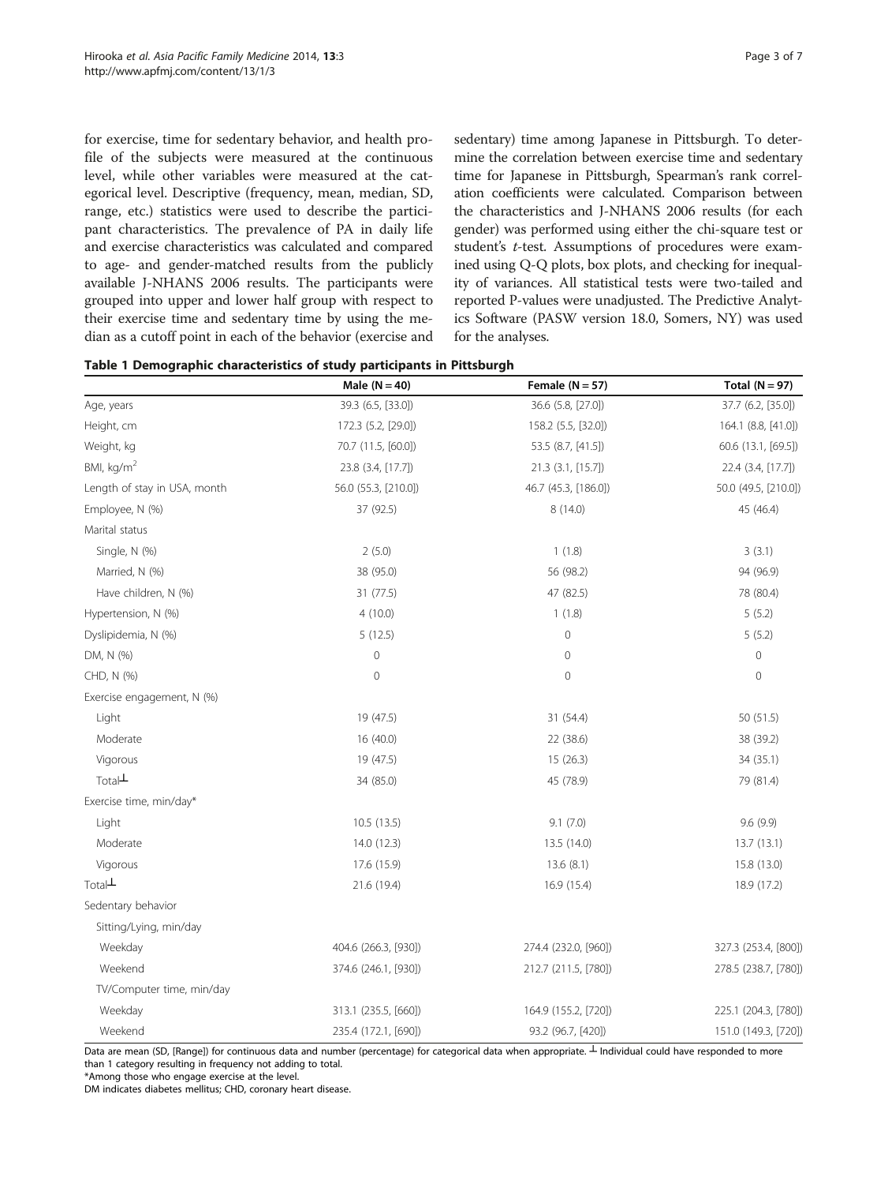for exercise, time for sedentary behavior, and health profile of the subjects were measured at the continuous level, while other variables were measured at the categorical level. Descriptive (frequency, mean, median, SD, range, etc.) statistics were used to describe the participant characteristics. The prevalence of PA in daily life and exercise characteristics was calculated and compared to age- and gender-matched results from the publicly available J-NHANS 2006 results. The participants were grouped into upper and lower half group with respect to their exercise time and sedentary time by using the median as a cutoff point in each of the behavior (exercise and sedentary) time among Japanese in Pittsburgh. To determine the correlation between exercise time and sedentary time for Japanese in Pittsburgh, Spearman's rank correlation coefficients were calculated. Comparison between the characteristics and J-NHANS 2006 results (for each gender) was performed using either the chi-square test or student's *t*-test. Assumptions of procedures were examined using Q-Q plots, box plots, and checking for inequality of variances. All statistical tests were two-tailed and reported P-values were unadjusted. The Predictive Analytics Software (PASW version 18.0, Somers, NY) was used for the analyses.

**Table 1 Demographic characteristics of study participants in Pittsburgh**

| | Male (N = 40) | Female (N = 57) | Total (N = 97) |
|---|---|---|---|
| Age, years | 39.3 (6.5, [33.0]) | 36.6 (5.8, [27.0]) | 37.7 (6.2, [35.0]) |
| Height, cm | 172.3 (5.2, [29.0]) | 158.2 (5.5, [32.0]) | 164.1 (8.8, [41.0]) |
| Weight, kg | 70.7 (11.5, [60.0]) | 53.5 (8.7, [41.5]) | 60.6 (13.1, [69.5]) |
| BMI, kg/m$^2$ | 23.8 (3.4, [17.7]) | 21.3 (3.1, [15.7]) | 22.4 (3.4, [17.7]) |
| Length of stay in USA, month | 56.0 (55.3, [210.0]) | 46.7 (45.3, [186.0]) | 50.0 (49.5, [210.0]) |
| Employee, N (%) | 37 (92.5) | 8 (14.0) | 45 (46.4) |
| Marital status | | | |
| Single, N (%) | 2 (5.0) | 1 (1.8) | 3 (3.1) |
| Married, N (%) | 38 (95.0) | 56 (98.2) | 94 (96.9) |
| Have children, N (%) | 31 (77.5) | 47 (82.5) | 78 (80.4) |
| Hypertension, N (%) | 4 (10.0) | 1 (1.8) | 5 (5.2) |
| Dyslipidemia, N (%) | 5 (12.5) | 0 | 5 (5.2) |
| DM, N (%) | 0 | 0 | 0 |
| CHD, N (%) | 0 | 0 | 0 |
| Exercise engagement, N (%) | | | |
| Light | 19 (47.5) | 31 (54.4) | 50 (51.5) |
| Moderate | 16 (40.0) | 22 (38.6) | 38 (39.2) |
| Vigorous | 19 (47.5) | 15 (26.3) | 34 (35.1) |
| Total┴ | 34 (85.0) | 45 (78.9) | 79 (81.4) |
| Exercise time, min/day* | | | |
| Light | 10.5 (13.5) | 9.1 (7.0) | 9.6 (9.9) |
| Moderate | 14.0 (12.3) | 13.5 (14.0) | 13.7 (13.1) |
| Vigorous | 17.6 (15.9) | 13.6 (8.1) | 15.8 (13.0) |
| Total┴ | 21.6 (19.4) | 16.9 (15.4) | 18.9 (17.2) |
| Sedentary behavior | | | |
| Sitting/Lying, min/day | | | |
| Weekday | 404.6 (266.3, [930]) | 274.4 (232.0, [960]) | 327.3 (253.4, [800]) |
| Weekend | 374.6 (246.1, [930]) | 212.7 (211.5, [780]) | 278.5 (238.7, [780]) |
| TV/Computer time, min/day | | | |
| Weekday | 313.1 (235.5, [660]) | 164.9 (155.2, [720]) | 225.1 (204.3, [780]) |
| Weekend | 235.4 (172.1, [690]) | 93.2 (96.7, [420]) | 151.0 (149.3, [720]) |

Data are mean (SD, [Range]) for continuous data and number (percentage) for categorical data when appropriate. ┴ Individual could have responded to more than 1 category resulting in frequency not adding to total.
*Among those who engage exercise at the level.
DM indicates diabetes mellitus; CHD, coronary heart disease.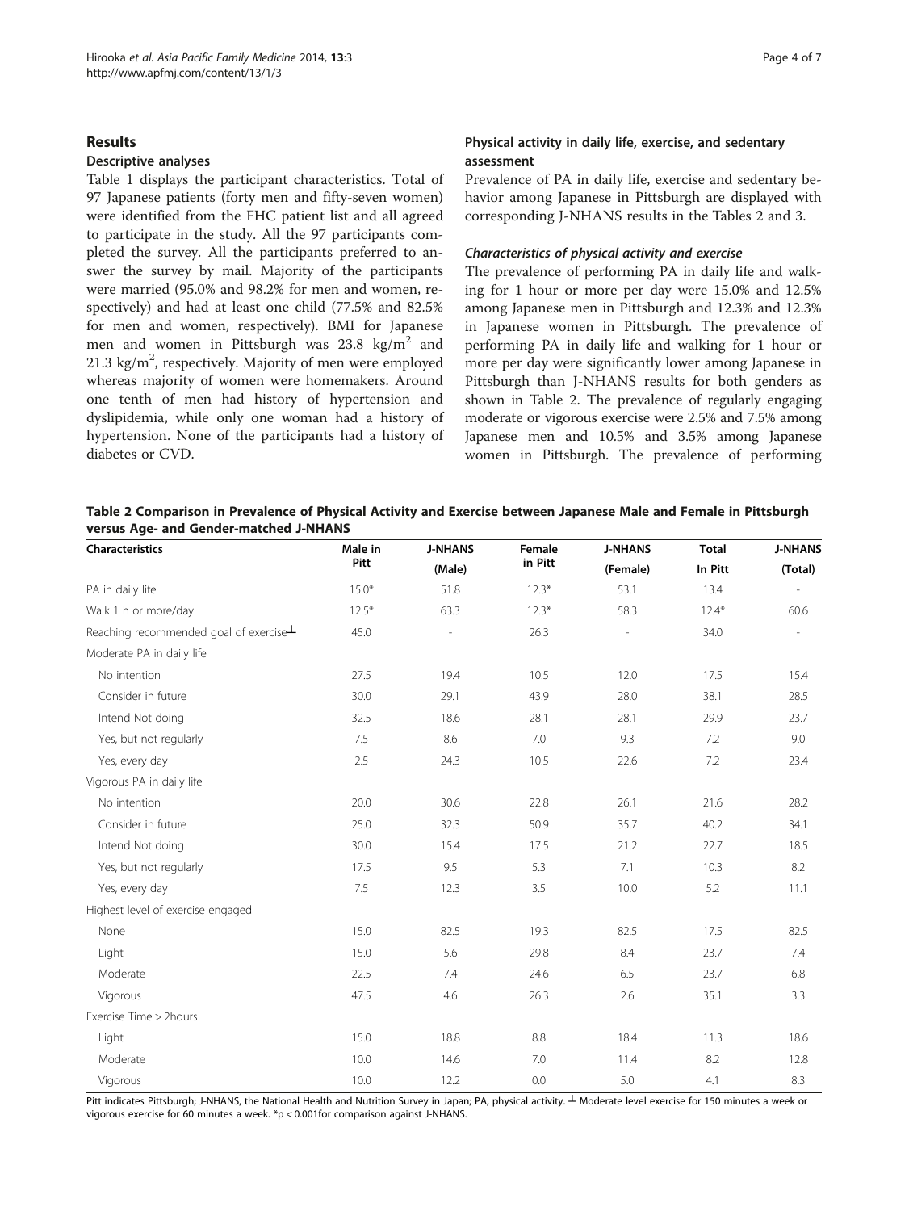## Results

### Descriptive analyses

Table 1 displays the participant characteristics. Total of 97 Japanese patients (forty men and fifty-seven women) were identified from the FHC patient list and all agreed to participate in the study. All the 97 participants completed the survey. All the participants preferred to answer the survey by mail. Majority of the participants were married (95.0% and 98.2% for men and women, respectively) and had at least one child (77.5% and 82.5% for men and women, respectively). BMI for Japanese men and women in Pittsburgh was 23.8 kg/m$^2$ and 21.3 kg/m$^2$, respectively. Majority of men were employed whereas majority of women were homemakers. Around one tenth of men had history of hypertension and dyslipidemia, while only one woman had a history of hypertension. None of the participants had a history of diabetes or CVD.

### Physical activity in daily life, exercise, and sedentary assessment

Prevalence of PA in daily life, exercise and sedentary behavior among Japanese in Pittsburgh are displayed with corresponding J-NHANS results in the Tables 2 and 3.

#### *Characteristics of physical activity and exercise*

The prevalence of performing PA in daily life and walking for 1 hour or more per day were 15.0% and 12.5% among Japanese men in Pittsburgh and 12.3% and 12.3% in Japanese women in Pittsburgh. The prevalence of performing PA in daily life and walking for 1 hour or more per day were significantly lower among Japanese in Pittsburgh than J-NHANS results for both genders as shown in Table 2. The prevalence of regularly engaging moderate or vigorous exercise were 2.5% and 7.5% among Japanese men and 10.5% and 3.5% among Japanese women in Pittsburgh. The prevalence of performing

**Table 2 Comparison in Prevalence of Physical Activity and Exercise between Japanese Male and Female in Pittsburgh versus Age- and Gender-matched J-NHANS**

| Characteristics | Male in Pitt | J-NHANS (Male) | Female in Pitt | J-NHANS (Female) | Total In Pitt | J-NHANS (Total) |
|---|---|---|---|---|---|---|
| PA in daily life | 15.0* | 51.8 | 12.3* | 53.1 | 13.4 | - |
| Walk 1 h or more/day | 12.5* | 63.3 | 12.3* | 58.3 | 12.4* | 60.6 |
| Reaching recommended goal of exercise┴ | 45.0 | - | 26.3 | - | 34.0 | - |
| Moderate PA in daily life | | | | | | |
| No intention | 27.5 | 19.4 | 10.5 | 12.0 | 17.5 | 15.4 |
| Consider in future | 30.0 | 29.1 | 43.9 | 28.0 | 38.1 | 28.5 |
| Intend Not doing | 32.5 | 18.6 | 28.1 | 28.1 | 29.9 | 23.7 |
| Yes, but not regularly | 7.5 | 8.6 | 7.0 | 9.3 | 7.2 | 9.0 |
| Yes, every day | 2.5 | 24.3 | 10.5 | 22.6 | 7.2 | 23.4 |
| Vigorous PA in daily life | | | | | | |
| No intention | 20.0 | 30.6 | 22.8 | 26.1 | 21.6 | 28.2 |
| Consider in future | 25.0 | 32.3 | 50.9 | 35.7 | 40.2 | 34.1 |
| Intend Not doing | 30.0 | 15.4 | 17.5 | 21.2 | 22.7 | 18.5 |
| Yes, but not regularly | 17.5 | 9.5 | 5.3 | 7.1 | 10.3 | 8.2 |
| Yes, every day | 7.5 | 12.3 | 3.5 | 10.0 | 5.2 | 11.1 |
| Highest level of exercise engaged | | | | | | |
| None | 15.0 | 82.5 | 19.3 | 82.5 | 17.5 | 82.5 |
| Light | 15.0 | 5.6 | 29.8 | 8.4 | 23.7 | 7.4 |
| Moderate | 22.5 | 7.4 | 24.6 | 6.5 | 23.7 | 6.8 |
| Vigorous | 47.5 | 4.6 | 26.3 | 2.6 | 35.1 | 3.3 |
| Exercise Time > 2hours | | | | | | |
| Light | 15.0 | 18.8 | 8.8 | 18.4 | 11.3 | 18.6 |
| Moderate | 10.0 | 14.6 | 7.0 | 11.4 | 8.2 | 12.8 |
| Vigorous | 10.0 | 12.2 | 0.0 | 5.0 | 4.1 | 8.3 |

Pitt indicates Pittsburgh; J-NHANS, the National Health and Nutrition Survey in Japan; PA, physical activity. ┴ Moderate level exercise for 150 minutes a week or vigorous exercise for 60 minutes a week. *$p < 0.001$ for comparison against J-NHANS.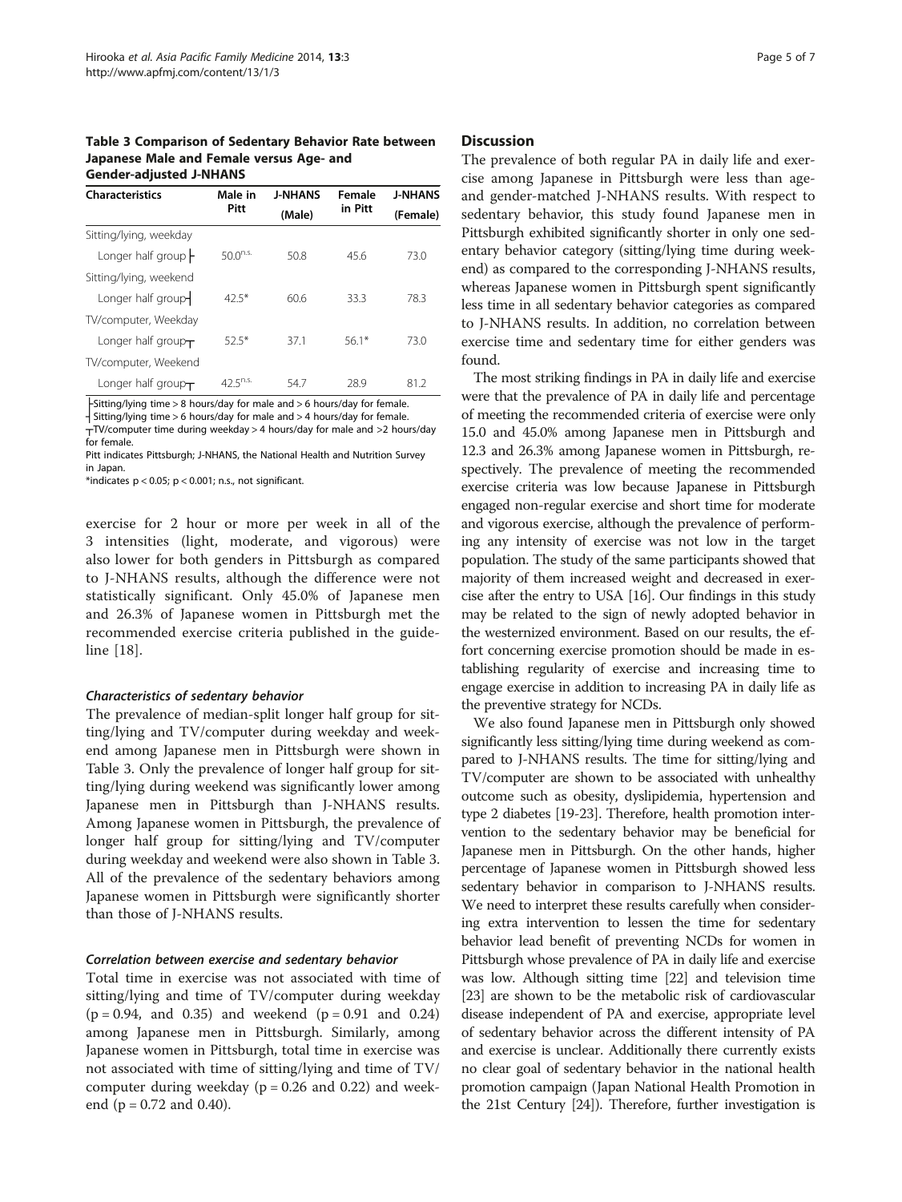**Table 3 Comparison of Sedentary Behavior Rate between Japanese Male and Female versus Age- and Gender-adjusted J-NHANS**

| Characteristics | Male in Pitt | J-NHANS (Male) | Female in Pitt | J-NHANS (Female) |
|---|---|---|---|---|
| Sitting/lying, weekday | | | | |
| Longer half group ├ | 50.0[n.s.] | 50.8 | 45.6 | 73.0 |
| Sitting/lying, weekend | | | | |
| Longer half group┤ | 42.5* | 60.6 | 33.3 | 78.3 |
| TV/computer, Weekday | | | | |
| Longer half group┬ | 52.5* | 37.1 | 56.1* | 73.0 |
| TV/computer, Weekend | | | | |
| Longer half group┬ | 42.5[n.s.] | 54.7 | 28.9 | 81.2 |

├Sitting/lying time > 8 hours/day for male and > 6 hours/day for female.
┤Sitting/lying time > 6 hours/day for male and > 4 hours/day for female.
┬TV/computer time during weekday > 4 hours/day for male and >2 hours/day for female.
Pitt indicates Pittsburgh; J-NHANS, the National Health and Nutrition Survey in Japan.
*indicates p < 0.05; p < 0.001; n.s., not significant.

exercise for 2 hour or more per week in all of the 3 intensities (light, moderate, and vigorous) were also lower for both genders in Pittsburgh as compared to J-NHANS results, although the difference were not statistically significant. Only 45.0% of Japanese men and 26.3% of Japanese women in Pittsburgh met the recommended exercise criteria published in the guideline [18].

### *Characteristics of sedentary behavior*

The prevalence of median-split longer half group for sitting/lying and TV/computer during weekday and weekend among Japanese men in Pittsburgh were shown in Table 3. Only the prevalence of longer half group for sitting/lying during weekend was significantly lower among Japanese men in Pittsburgh than J-NHANS results. Among Japanese women in Pittsburgh, the prevalence of longer half group for sitting/lying and TV/computer during weekday and weekend were also shown in Table 3. All of the prevalence of the sedentary behaviors among Japanese women in Pittsburgh were significantly shorter than those of J-NHANS results.

### *Correlation between exercise and sedentary behavior*

Total time in exercise was not associated with time of sitting/lying and time of TV/computer during weekday ($p = 0.94$, and 0.35) and weekend ($p = 0.91$ and 0.24) among Japanese men in Pittsburgh. Similarly, among Japanese women in Pittsburgh, total time in exercise was not associated with time of sitting/lying and time of TV/computer during weekday ($p = 0.26$ and 0.22) and weekend ($p = 0.72$ and 0.40).

## Discussion

The prevalence of both regular PA in daily life and exercise among Japanese in Pittsburgh were less than age- and gender-matched J-NHANS results. With respect to sedentary behavior, this study found Japanese men in Pittsburgh exhibited significantly shorter in only one sedentary behavior category (sitting/lying time during weekend) as compared to the corresponding J-NHANS results, whereas Japanese women in Pittsburgh spent significantly less time in all sedentary behavior categories as compared to J-NHANS results. In addition, no correlation between exercise time and sedentary time for either genders was found.

The most striking findings in PA in daily life and exercise were that the prevalence of PA in daily life and percentage of meeting the recommended criteria of exercise were only 15.0 and 45.0% among Japanese men in Pittsburgh and 12.3 and 26.3% among Japanese women in Pittsburgh, respectively. The prevalence of meeting the recommended exercise criteria was low because Japanese in Pittsburgh engaged non-regular exercise and short time for moderate and vigorous exercise, although the prevalence of performing any intensity of exercise was not low in the target population. The study of the same participants showed that majority of them increased weight and decreased in exercise after the entry to USA [16]. Our findings in this study may be related to the sign of newly adopted behavior in the westernized environment. Based on our results, the effort concerning exercise promotion should be made in establishing regularity of exercise and increasing time to engage exercise in addition to increasing PA in daily life as the preventive strategy for NCDs.

We also found Japanese men in Pittsburgh only showed significantly less sitting/lying time during weekend as compared to J-NHANS results. The time for sitting/lying and TV/computer are shown to be associated with unhealthy outcome such as obesity, dyslipidemia, hypertension and type 2 diabetes [19-23]. Therefore, health promotion intervention to the sedentary behavior may be beneficial for Japanese men in Pittsburgh. On the other hands, higher percentage of Japanese women in Pittsburgh showed less sedentary behavior in comparison to J-NHANS results. We need to interpret these results carefully when considering extra intervention to lessen the time for sedentary behavior lead benefit of preventing NCDs for women in Pittsburgh whose prevalence of PA in daily life and exercise was low. Although sitting time [22] and television time [23] are shown to be the metabolic risk of cardiovascular disease independent of PA and exercise, appropriate level of sedentary behavior across the different intensity of PA and exercise is unclear. Additionally there currently exists no clear goal of sedentary behavior in the national health promotion campaign (Japan National Health Promotion in the 21st Century [24]). Therefore, further investigation is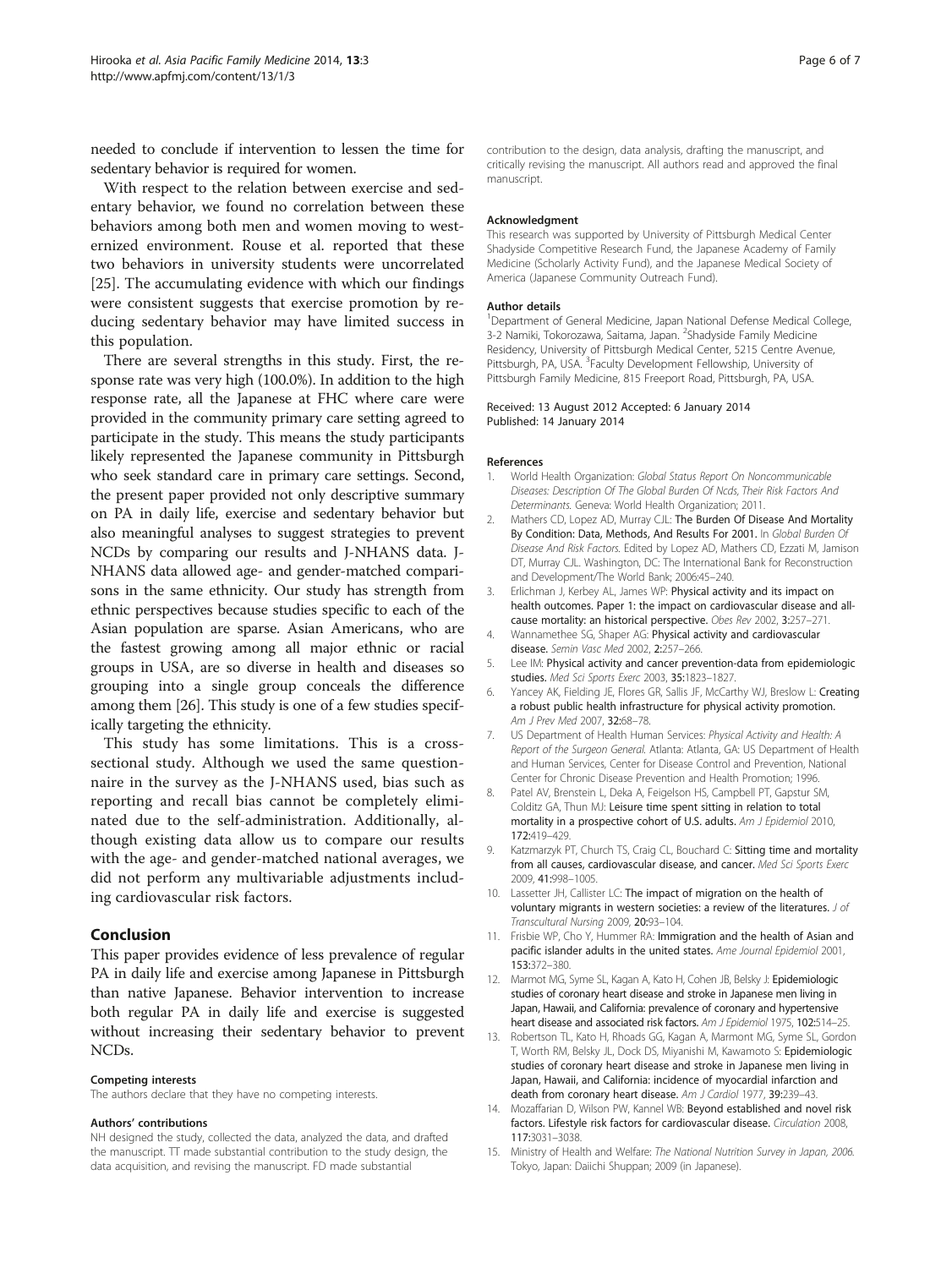needed to conclude if intervention to lessen the time for sedentary behavior is required for women.

With respect to the relation between exercise and sedentary behavior, we found no correlation between these behaviors among both men and women moving to westernized environment. Rouse et al. reported that these two behaviors in university students were uncorrelated [25]. The accumulating evidence with which our findings were consistent suggests that exercise promotion by reducing sedentary behavior may have limited success in this population.

There are several strengths in this study. First, the response rate was very high (100.0%). In addition to the high response rate, all the Japanese at FHC where care were provided in the community primary care setting agreed to participate in the study. This means the study participants likely represented the Japanese community in Pittsburgh who seek standard care in primary care settings. Second, the present paper provided not only descriptive summary on PA in daily life, exercise and sedentary behavior but also meaningful analyses to suggest strategies to prevent NCDs by comparing our results and J-NHANS data. J-NHANS data allowed age- and gender-matched comparisons in the same ethnicity. Our study has strength from ethnic perspectives because studies specific to each of the Asian population are sparse. Asian Americans, who are the fastest growing among all major ethnic or racial groups in USA, are so diverse in health and diseases so grouping into a single group conceals the difference among them [26]. This study is one of a few studies specifically targeting the ethnicity.

This study has some limitations. This is a cross-sectional study. Although we used the same questionnaire in the survey as the J-NHANS used, bias such as reporting and recall bias cannot be completely eliminated due to the self-administration. Additionally, although existing data allow us to compare our results with the age- and gender-matched national averages, we did not perform any multivariable adjustments including cardiovascular risk factors.

## Conclusion

This paper provides evidence of less prevalence of regular PA in daily life and exercise among Japanese in Pittsburgh than native Japanese. Behavior intervention to increase both regular PA in daily life and exercise is suggested without increasing their sedentary behavior to prevent NCDs.

#### Competing interests

The authors declare that they have no competing interests.

#### Authors' contributions

NH designed the study, collected the data, analyzed the data, and drafted the manuscript. TT made substantial contribution to the study design, the data acquisition, and revising the manuscript. FD made substantial contribution to the design, data analysis, drafting the manuscript, and critically revising the manuscript. All authors read and approved the final manuscript.

#### Acknowledgment

This research was supported by University of Pittsburgh Medical Center Shadyside Competitive Research Fund, the Japanese Academy of Family Medicine (Scholarly Activity Fund), and the Japanese Medical Society of America (Japanese Community Outreach Fund).

#### Author details

[1]Department of General Medicine, Japan National Defense Medical College, 3-2 Namiki, Tokorozawa, Saitama, Japan. [2]Shadyside Family Medicine Residency, University of Pittsburgh Medical Center, 5215 Centre Avenue, Pittsburgh, PA, USA. [3]Faculty Development Fellowship, University of Pittsburgh Family Medicine, 815 Freeport Road, Pittsburgh, PA, USA.

Received: 13 August 2012 Accepted: 6 January 2014
Published: 14 January 2014

#### References

1. World Health Organization: *Global Status Report On Noncommunicable Diseases: Description Of The Global Burden Of Ncds, Their Risk Factors And Determinants.* Geneva: World Health Organization; 2011.
2. Mathers CD, Lopez AD, Murray CJL: **The Burden Of Disease And Mortality By Condition: Data, Methods, And Results For 2001.** In *Global Burden Of Disease And Risk Factors.* Edited by Lopez AD, Mathers CD, Ezzati M, Jamison DT, Murray CJL. Washington, DC: The International Bank for Reconstruction and Development/The World Bank; 2006:45–240.
3. Erlichman J, Kerbey AL, James WP: **Physical activity and its impact on health outcomes. Paper 1: the impact on cardiovascular disease and all-cause mortality: an historical perspective.** *Obes Rev* 2002, **3**:257–271.
4. Wannamethee SG, Shaper AG: **Physical activity and cardiovascular disease.** *Semin Vasc Med* 2002, **2**:257–266.
5. Lee IM: **Physical activity and cancer prevention-data from epidemiologic studies.** *Med Sci Sports Exerc* 2003, **35**:1823–1827.
6. Yancey AK, Fielding JE, Flores GR, Sallis JF, McCarthy WJ, Breslow L: **Creating a robust public health infrastructure for physical activity promotion.** *Am J Prev Med* 2007, **32**:68–78.
7. US Department of Health Human Services: *Physical Activity and Health: A Report of the Surgeon General.* Atlanta: Atlanta, GA: US Department of Health and Human Services, Center for Disease Control and Prevention, National Center for Chronic Disease Prevention and Health Promotion; 1996.
8. Patel AV, Brenstein L, Deka A, Feigelson HS, Campbell PT, Gapstur SM, Colditz GA, Thun MJ: **Leisure time spent sitting in relation to total mortality in a prospective cohort of U.S. adults.** *Am J Epidemiol* 2010, **172**:419–429.
9. Katzmarzyk PT, Church TS, Craig CL, Bouchard C: **Sitting time and mortality from all causes, cardiovascular disease, and cancer.** *Med Sci Sports Exerc* 2009, **41**:998–1005.
10. Lassetter JH, Callister LC: **The impact of migration on the health of voluntary migrants in western societies: a review of the literatures.** *J of Transcultural Nursing* 2009, **20**:93–104.
11. Frisbie WP, Cho Y, Hummer RA: **Immigration and the health of Asian and pacific islander adults in the united states.** *Ame Journal Epidemiol* 2001, **153**:372–380.
12. Marmot MG, Syme SL, Kagan A, Kato H, Cohen JB, Belsky J: **Epidemiologic studies of coronary heart disease and stroke in Japanese men living in Japan, Hawaii, and California: prevalence of coronary and hypertensive heart disease and associated risk factors.** *Am J Epidemiol* 1975, **102**:514–25.
13. Robertson TL, Kato H, Rhoads GG, Kagan A, Marmont MG, Syme SL, Gordon T, Worth RM, Belsky JL, Dock DS, Miyanishi M, Kawamoto S: **Epidemiologic studies of coronary heart disease and stroke in Japanese men living in Japan, Hawaii, and California: incidence of myocardial infarction and death from coronary heart disease.** *Am J Cardiol* 1977, **39**:239–43.
14. Mozaffarian D, Wilson PW, Kannel WB: **Beyond established and novel risk factors. Lifestyle risk factors for cardiovascular disease.** *Circulation* 2008, **117**:3031–3038.
15. Ministry of Health and Welfare: *The National Nutrition Survey in Japan, 2006.* Tokyo, Japan: Daiichi Shuppan; 2009 (in Japanese).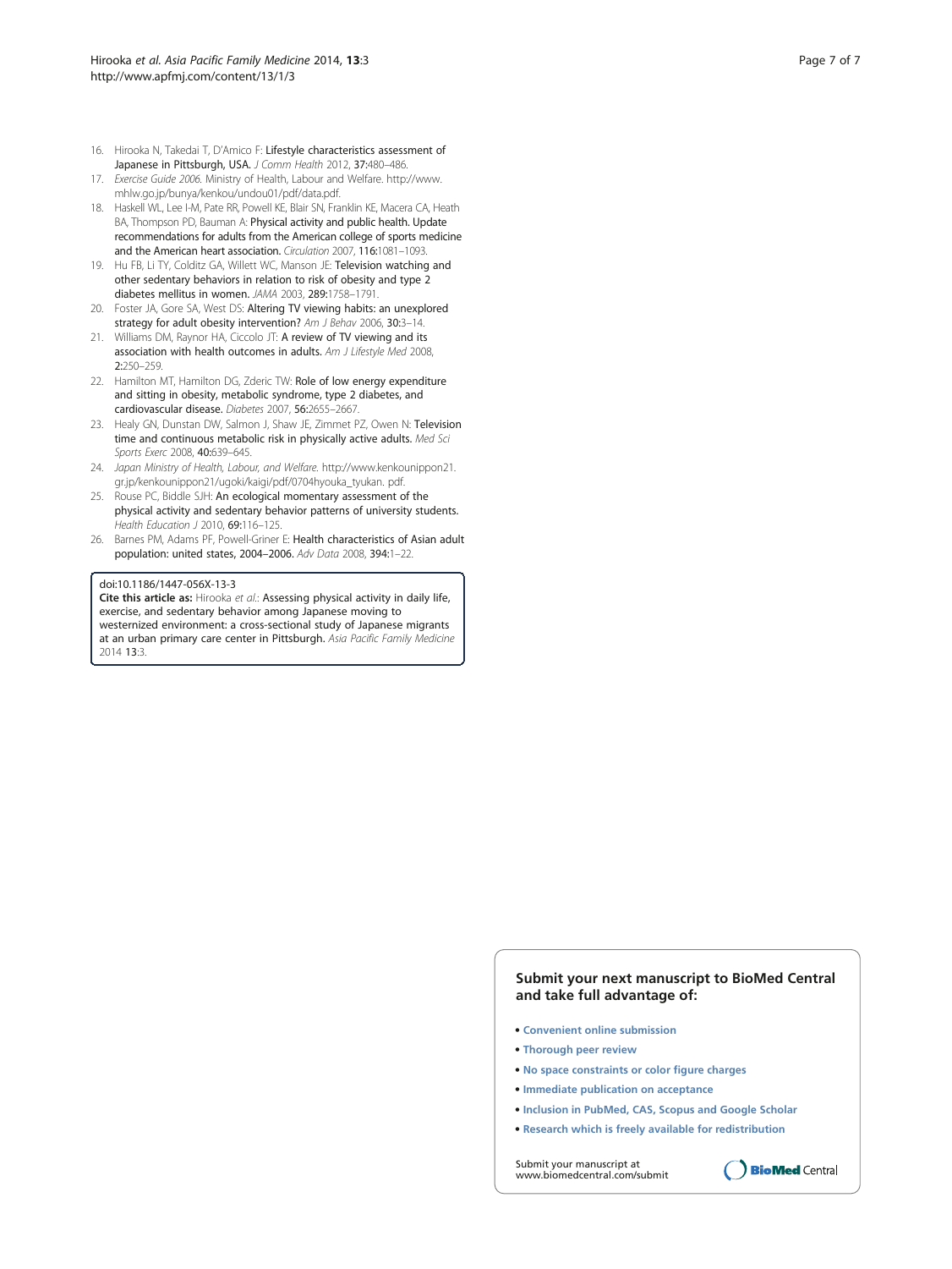16. Hirooka N, Takedai T, D'Amico F: **Lifestyle characteristics assessment of Japanese in Pittsburgh, USA.** *J Comm Health* 2012, **37:**480–486.
17. *Exercise Guide 2006.* Ministry of Health, Labour and Welfare. http://www.mhlw.go.jp/bunya/kenkou/undou01/pdf/data.pdf.
18. Haskell WL, Lee I-M, Pate RR, Powell KE, Blair SN, Franklin KE, Macera CA, Heath BA, Thompson PD, Bauman A: **Physical activity and public health. Update recommendations for adults from the American college of sports medicine and the American heart association.** *Circulation* 2007, **116:**1081–1093.
19. Hu FB, Li TY, Colditz GA, Willett WC, Manson JE: **Television watching and other sedentary behaviors in relation to risk of obesity and type 2 diabetes mellitus in women.** *JAMA* 2003, **289:**1758–1791.
20. Foster JA, Gore SA, West DS: **Altering TV viewing habits: an unexplored strategy for adult obesity intervention?** *Am J Behav* 2006, **30:**3–14.
21. Williams DM, Raynor HA, Ciccolo JT: **A review of TV viewing and its association with health outcomes in adults.** *Am J Lifestyle Med* 2008, **2:**250–259.
22. Hamilton MT, Hamilton DG, Zderic TW: **Role of low energy expenditure and sitting in obesity, metabolic syndrome, type 2 diabetes, and cardiovascular disease.** *Diabetes* 2007, **56:**2655–2667.
23. Healy GN, Dunstan DW, Salmon J, Shaw JE, Zimmet PZ, Owen N: **Television time and continuous metabolic risk in physically active adults.** *Med Sci Sports Exerc* 2008, **40:**639–645.
24. *Japan Ministry of Health, Labour, and Welfare.* http://www.kenkounippon21.gr.jp/kenkounippon21/ugoki/kaigi/pdf/0704hyouka_tyukan. pdf.
25. Rouse PC, Biddle SJH: **An ecological momentary assessment of the physical activity and sedentary behavior patterns of university students.** *Health Education J* 2010, **69:**116–125.
26. Barnes PM, Adams PF, Powell-Griner E: **Health characteristics of Asian adult population: united states, 2004–2006.** *Adv Data* 2008, **394:**1–22.

doi:10.1186/1447-056X-13-3

**Cite this article as:** Hirooka *et al.*: Assessing physical activity in daily life, exercise, and sedentary behavior among Japanese moving to westernized environment: a cross-sectional study of Japanese migrants at an urban primary care center in Pittsburgh. *Asia Pacific Family Medicine* 2014 **13**:3.

**Submit your next manuscript to BioMed Central and take full advantage of:**

- **Convenient online submission**
- **Thorough peer review**
- **No space constraints or color figure charges**
- **Immediate publication on acceptance**
- **Inclusion in PubMed, CAS, Scopus and Google Scholar**
- **Research which is freely available for redistribution**

Submit your manuscript at www.biomedcentral.com/submit

BioMed Central